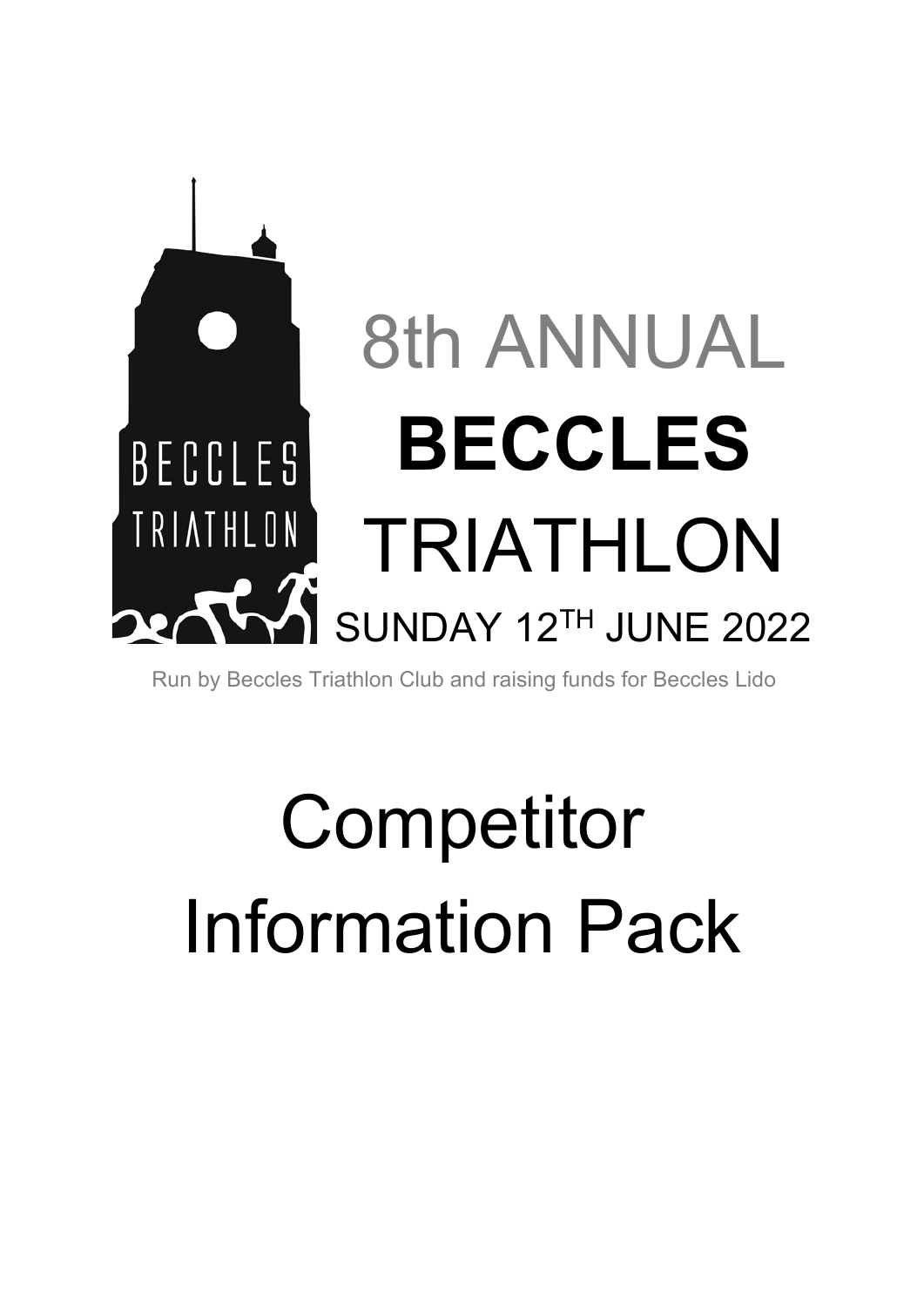# 8th ANNUAL **BECCLES** TRIATHLON

SUNDAY 12TH JUNE 2022

Run by Beccles Triathlon Club and raising funds for Beccles Lido

# Competitor Information Pack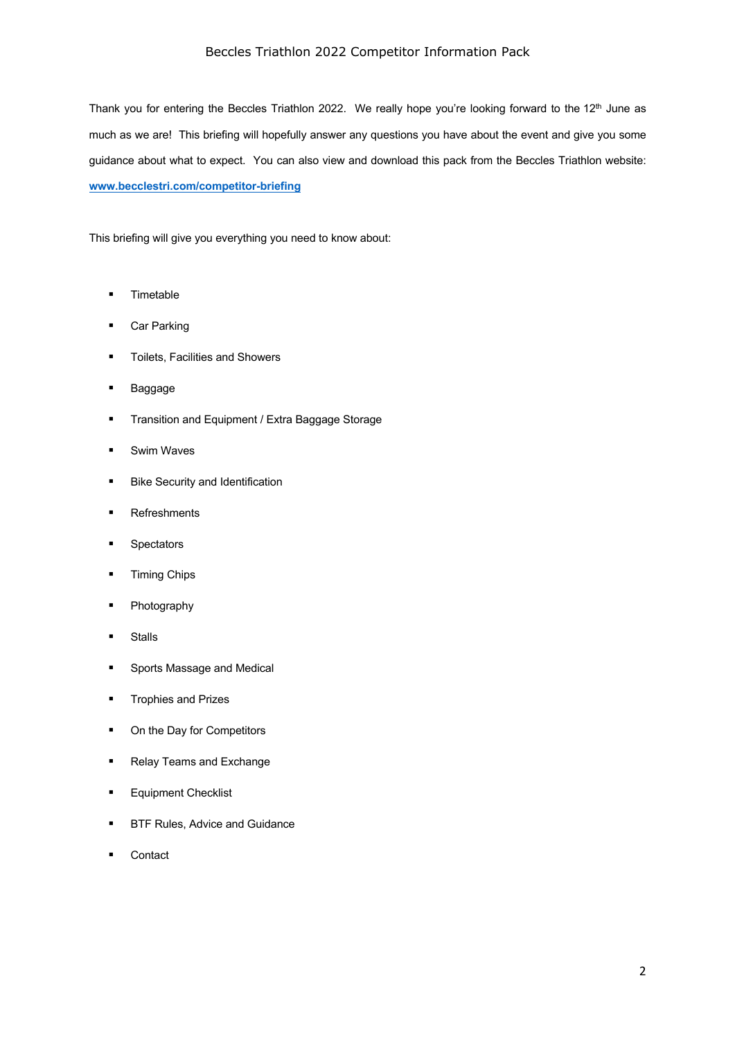Thank you for entering the Beccles Triathlon 2022. We really hope you're looking forward to the 12th June as much as we are! This briefing will hopefully answer any questions you have about the event and give you some guidance about what to expect. You can also view and download this pack from the Beccles Triathlon website: **www.becclestri.com/competitor-briefing**

This briefing will give you everything you need to know about:

- Timetable
- Car Parking
- Toilets, Facilities and Showers
- Baggage
- Transition and Equipment / Extra Baggage Storage
- Swim Waves
- Bike Security and Identification
- Refreshments
- Spectators
- Timing Chips
- Photography
- Stalls
- Sports Massage and Medical
- Trophies and Prizes
- On the Day for Competitors
- Relay Teams and Exchange
- Equipment Checklist
- BTF Rules, Advice and Guidance
- Contact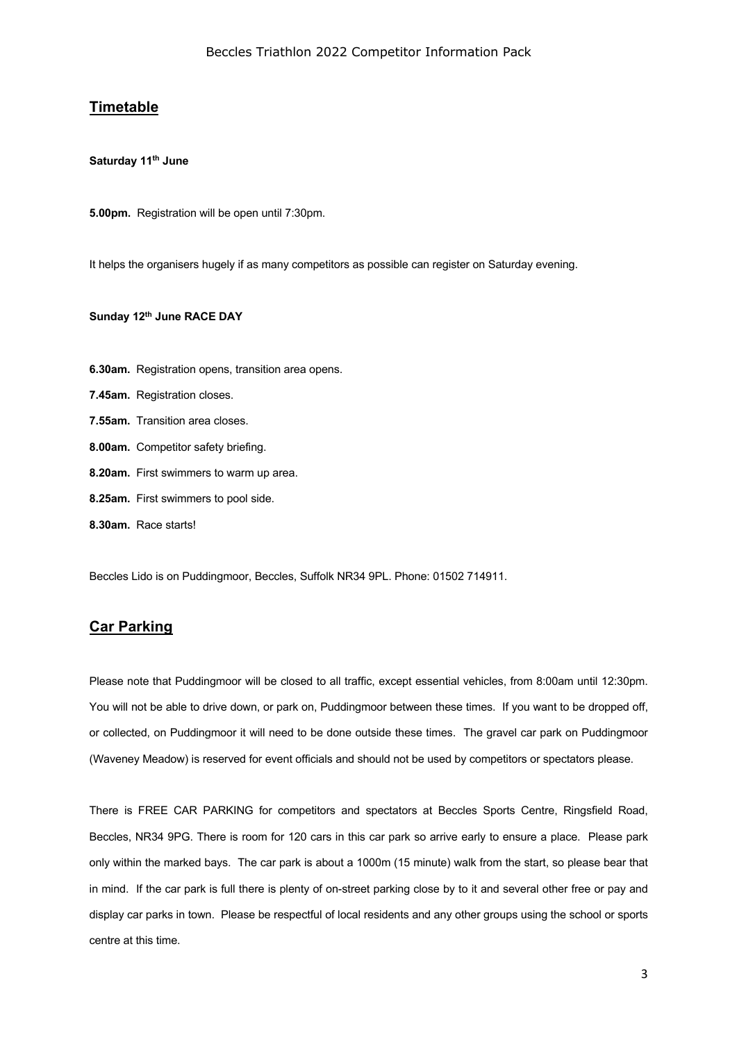## Timetable

**Saturday 11th June**

**5.00pm.** Registration will be open until 7:30pm.

It helps the organisers hugely if as many competitors as possible can register on Saturday evening.

**Sunday 12th June RACE DAY**

**6.30am.** Registration opens, transition area opens.

**7.45am.** Registration closes.

**7.55am.** Transition area closes.

**8.00am.** Competitor safety briefing.

**8.20am.** First swimmers to warm up area.

**8.25am.** First swimmers to pool side.

**8.30am.** Race starts!

Beccles Lido is on Puddingmoor, Beccles, Suffolk NR34 9PL. Phone: 01502 714911.

## Car Parking

Please note that Puddingmoor will be closed to all traffic, except essential vehicles, from 8:00am until 12:30pm. You will not be able to drive down, or park on, Puddingmoor between these times. If you want to be dropped off, or collected, on Puddingmoor it will need to be done outside these times. The gravel car park on Puddingmoor (Waveney Meadow) is reserved for event officials and should not be used by competitors or spectators please.

There is FREE CAR PARKING for competitors and spectators at Beccles Sports Centre, Ringsfield Road, Beccles, NR34 9PG. There is room for 120 cars in this car park so arrive early to ensure a place. Please park only within the marked bays. The car park is about a 1000m (15 minute) walk from the start, so please bear that in mind. If the car park is full there is plenty of on-street parking close by to it and several other free or pay and display car parks in town. Please be respectful of local residents and any other groups using the school or sports centre at this time.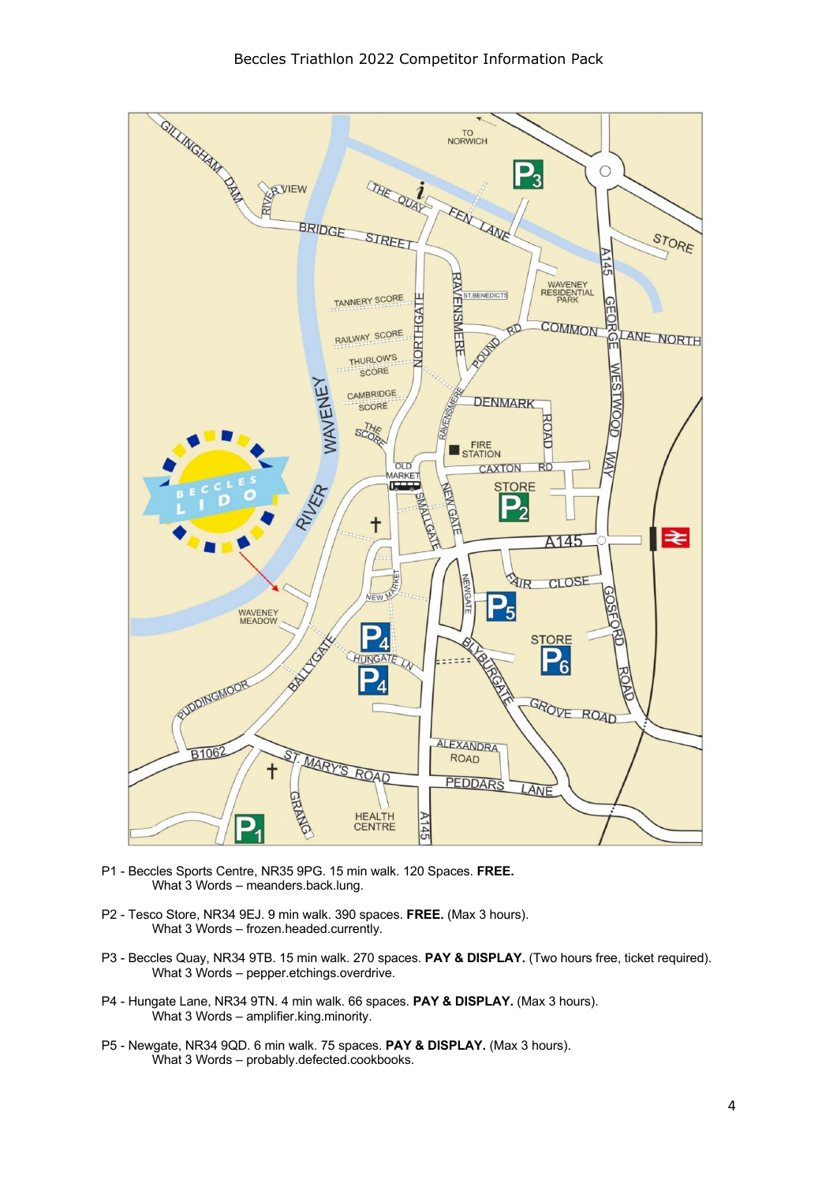P1 - Beccles Sports Centre, NR35 9PG. 15 min walk. 120 Spaces. **FREE.**
What 3 Words – meanders.back.lung.

P2 - Tesco Store, NR34 9EJ. 9 min walk. 390 spaces. **FREE.** (Max 3 hours).
What 3 Words – frozen.headed.currently.

P3 - Beccles Quay, NR34 9TB. 15 min walk. 270 spaces. **PAY & DISPLAY.** (Two hours free, ticket required).
What 3 Words – pepper.etchings.overdrive.

P4 - Hungate Lane, NR34 9TN. 4 min walk. 66 spaces. **PAY & DISPLAY.** (Max 3 hours).
What 3 Words – amplifier.king.minority.

P5 - Newgate, NR34 9QD. 6 min walk. 75 spaces. **PAY & DISPLAY.** (Max 3 hours).
What 3 Words – probably.defected.cookbooks.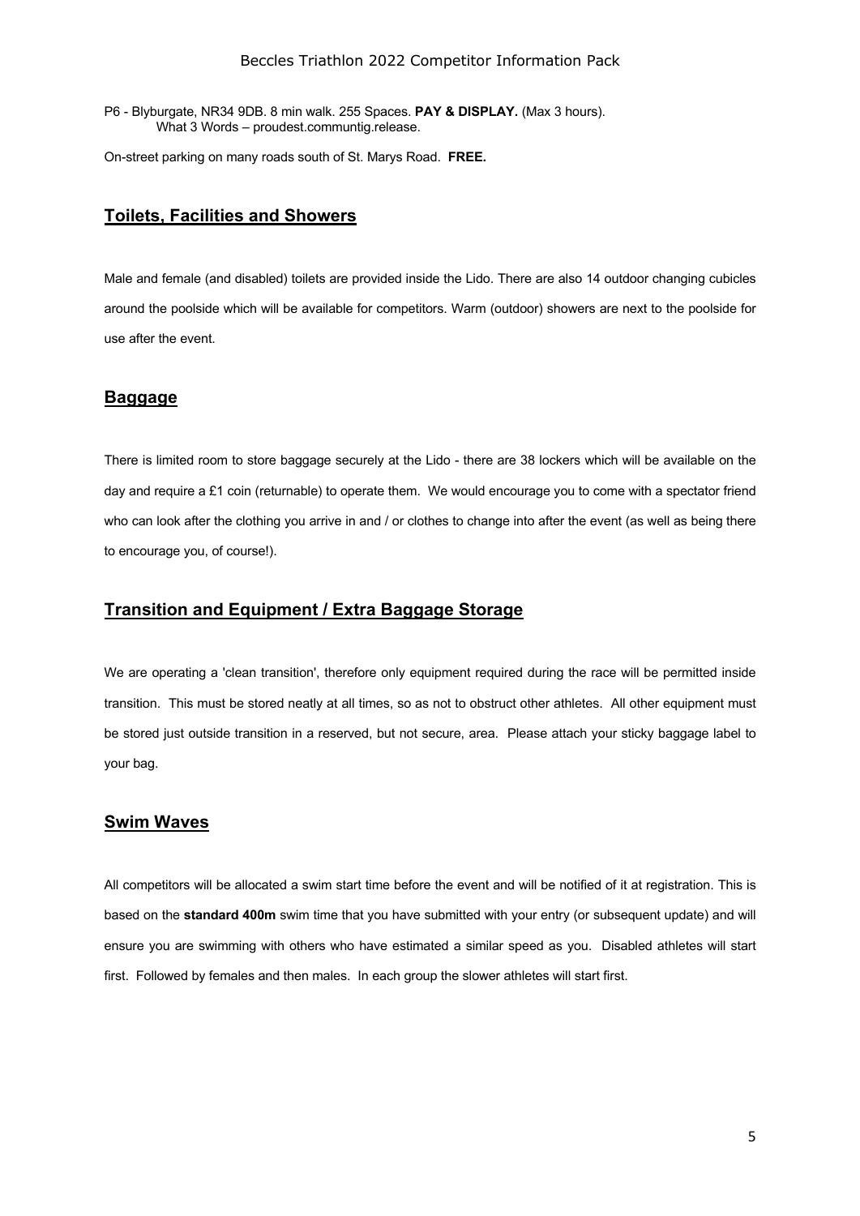P6 - Blyburgate, NR34 9DB. 8 min walk. 255 Spaces. **PAY & DISPLAY.** (Max 3 hours).
What 3 Words – proudest.communtig.release.

On-street parking on many roads south of St. Marys Road. **FREE.**

## Toilets, Facilities and Showers

Male and female (and disabled) toilets are provided inside the Lido. There are also 14 outdoor changing cubicles around the poolside which will be available for competitors. Warm (outdoor) showers are next to the poolside for use after the event.

## Baggage

There is limited room to store baggage securely at the Lido - there are 38 lockers which will be available on the day and require a £1 coin (returnable) to operate them. We would encourage you to come with a spectator friend who can look after the clothing you arrive in and / or clothes to change into after the event (as well as being there to encourage you, of course!).

## Transition and Equipment / Extra Baggage Storage

We are operating a 'clean transition', therefore only equipment required during the race will be permitted inside transition. This must be stored neatly at all times, so as not to obstruct other athletes. All other equipment must be stored just outside transition in a reserved, but not secure, area. Please attach your sticky baggage label to your bag.

## Swim Waves

All competitors will be allocated a swim start time before the event and will be notified of it at registration. This is based on the **standard 400m** swim time that you have submitted with your entry (or subsequent update) and will ensure you are swimming with others who have estimated a similar speed as you. Disabled athletes will start first. Followed by females and then males. In each group the slower athletes will start first.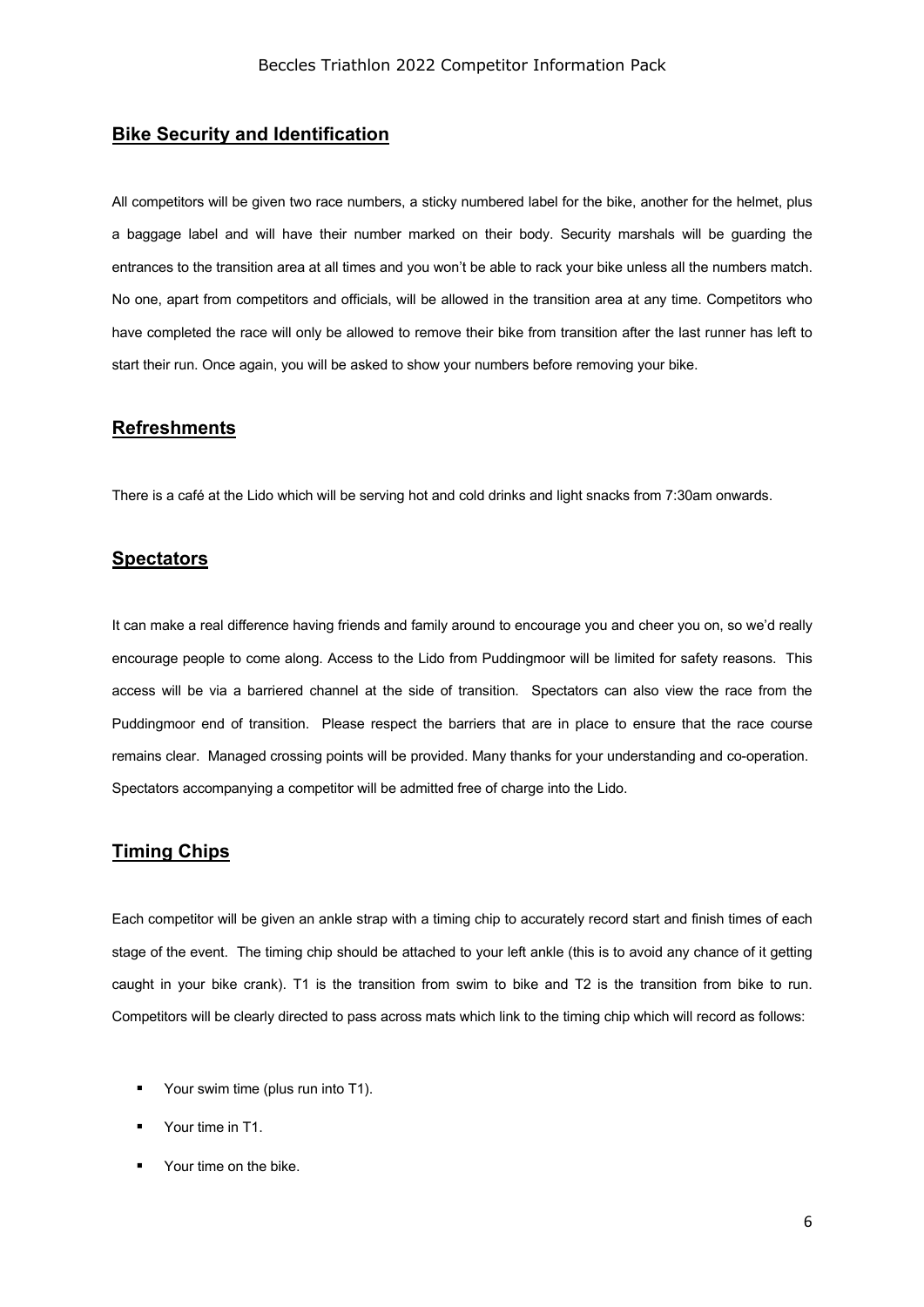## Bike Security and Identification

All competitors will be given two race numbers, a sticky numbered label for the bike, another for the helmet, plus a baggage label and will have their number marked on their body. Security marshals will be guarding the entrances to the transition area at all times and you won't be able to rack your bike unless all the numbers match. No one, apart from competitors and officials, will be allowed in the transition area at any time. Competitors who have completed the race will only be allowed to remove their bike from transition after the last runner has left to start their run. Once again, you will be asked to show your numbers before removing your bike.

## Refreshments

There is a café at the Lido which will be serving hot and cold drinks and light snacks from 7:30am onwards.

## Spectators

It can make a real difference having friends and family around to encourage you and cheer you on, so we'd really encourage people to come along. Access to the Lido from Puddingmoor will be limited for safety reasons. This access will be via a barriered channel at the side of transition. Spectators can also view the race from the Puddingmoor end of transition. Please respect the barriers that are in place to ensure that the race course remains clear. Managed crossing points will be provided. Many thanks for your understanding and co-operation. Spectators accompanying a competitor will be admitted free of charge into the Lido.

## Timing Chips

Each competitor will be given an ankle strap with a timing chip to accurately record start and finish times of each stage of the event. The timing chip should be attached to your left ankle (this is to avoid any chance of it getting caught in your bike crank). T1 is the transition from swim to bike and T2 is the transition from bike to run. Competitors will be clearly directed to pass across mats which link to the timing chip which will record as follows:

- Your swim time (plus run into T1).
- Your time in T1.
- Your time on the bike.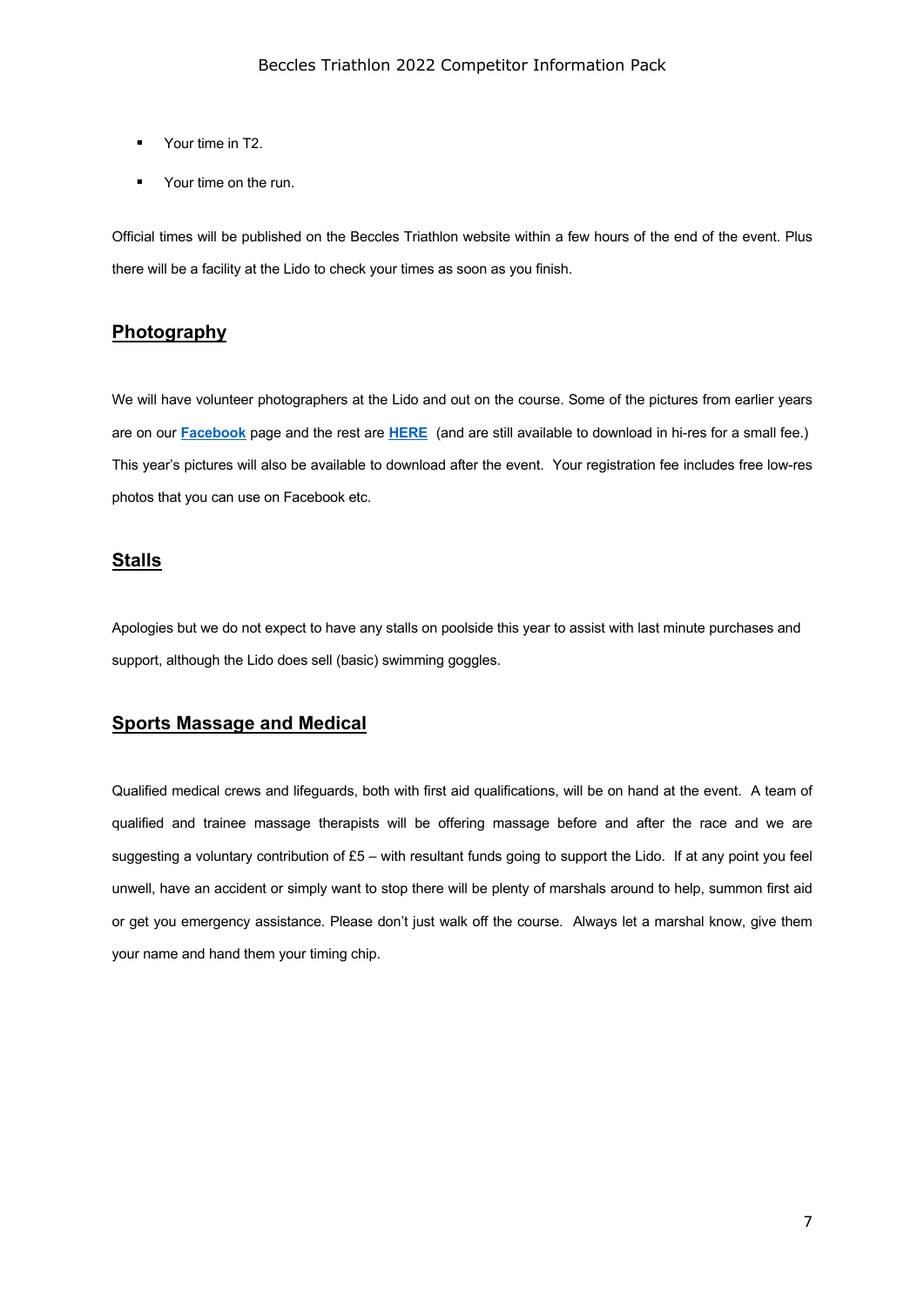- Your time in T2.
- Your time on the run.

Official times will be published on the Beccles Triathlon website within a few hours of the end of the event. Plus there will be a facility at the Lido to check your times as soon as you finish.

## Photography

We will have volunteer photographers at the Lido and out on the course. Some of the pictures from earlier years are on our **Facebook** page and the rest are **HERE** (and are still available to download in hi-res for a small fee.) This year's pictures will also be available to download after the event. Your registration fee includes free low-res photos that you can use on Facebook etc.

## Stalls

Apologies but we do not expect to have any stalls on poolside this year to assist with last minute purchases and support, although the Lido does sell (basic) swimming goggles.

## Sports Massage and Medical

Qualified medical crews and lifeguards, both with first aid qualifications, will be on hand at the event. A team of qualified and trainee massage therapists will be offering massage before and after the race and we are suggesting a voluntary contribution of £5 – with resultant funds going to support the Lido. If at any point you feel unwell, have an accident or simply want to stop there will be plenty of marshals around to help, summon first aid or get you emergency assistance. Please don't just walk off the course. Always let a marshal know, give them your name and hand them your timing chip.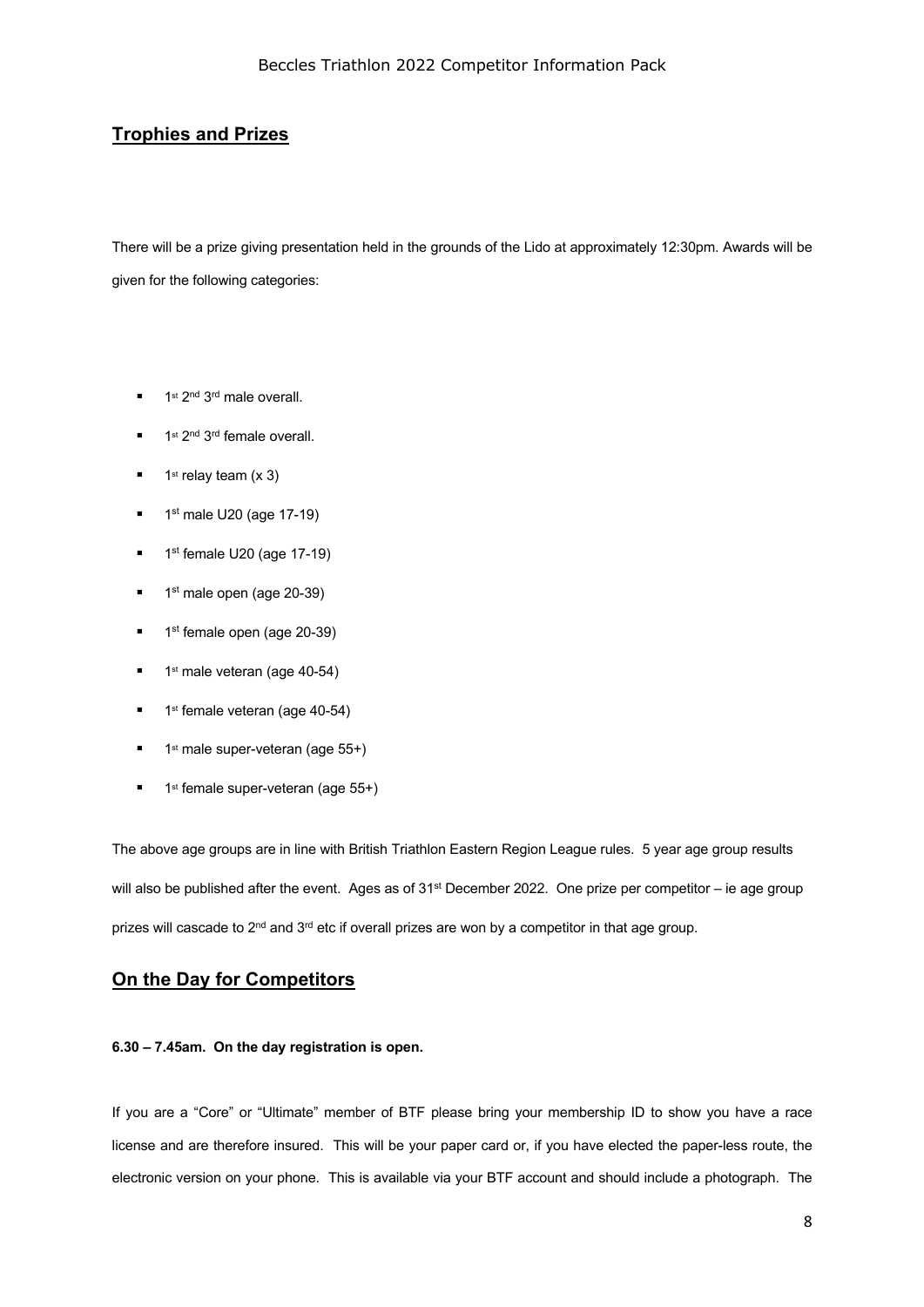## Trophies and Prizes

There will be a prize giving presentation held in the grounds of the Lido at approximately 12:30pm. Awards will be given for the following categories:

- 1st 2nd 3rd male overall.
- 1st 2nd 3rd female overall.
- 1st relay team (x 3)
- 1st male U20 (age 17-19)
- 1st female U20 (age 17-19)
- 1st male open (age 20-39)
- 1st female open (age 20-39)
- 1st male veteran (age 40-54)
- 1st female veteran (age 40-54)
- 1st male super-veteran (age 55+)
- 1st female super-veteran (age 55+)

The above age groups are in line with British Triathlon Eastern Region League rules. 5 year age group results will also be published after the event. Ages as of 31st December 2022. One prize per competitor – ie age group prizes will cascade to 2nd and 3rd etc if overall prizes are won by a competitor in that age group.

## On the Day for Competitors

**6.30 – 7.45am. On the day registration is open.**

If you are a "Core" or "Ultimate" member of BTF please bring your membership ID to show you have a race license and are therefore insured. This will be your paper card or, if you have elected the paper-less route, the electronic version on your phone. This is available via your BTF account and should include a photograph. The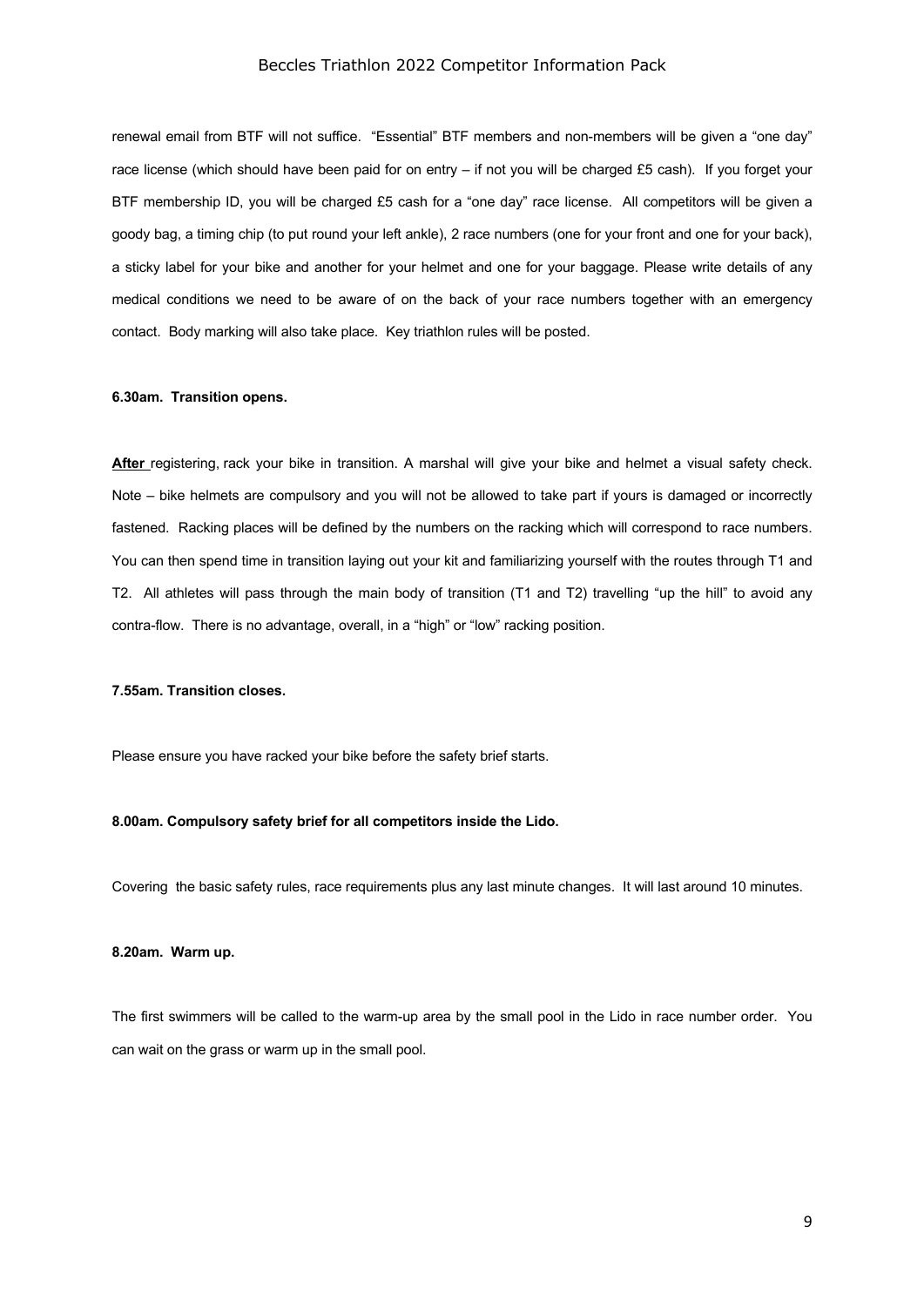renewal email from BTF will not suffice. "Essential" BTF members and non-members will be given a "one day" race license (which should have been paid for on entry – if not you will be charged £5 cash). If you forget your BTF membership ID, you will be charged £5 cash for a "one day" race license. All competitors will be given a goody bag, a timing chip (to put round your left ankle), 2 race numbers (one for your front and one for your back), a sticky label for your bike and another for your helmet and one for your baggage. Please write details of any medical conditions we need to be aware of on the back of your race numbers together with an emergency contact. Body marking will also take place. Key triathlon rules will be posted.

**6.30am. Transition opens.**

**After** registering, rack your bike in transition. A marshal will give your bike and helmet a visual safety check. Note – bike helmets are compulsory and you will not be allowed to take part if yours is damaged or incorrectly fastened. Racking places will be defined by the numbers on the racking which will correspond to race numbers. You can then spend time in transition laying out your kit and familiarizing yourself with the routes through T1 and T2. All athletes will pass through the main body of transition (T1 and T2) travelling "up the hill" to avoid any contra-flow. There is no advantage, overall, in a "high" or "low" racking position.

**7.55am. Transition closes.**

Please ensure you have racked your bike before the safety brief starts.

**8.00am. Compulsory safety brief for all competitors inside the Lido.**

Covering the basic safety rules, race requirements plus any last minute changes. It will last around 10 minutes.

**8.20am. Warm up.**

The first swimmers will be called to the warm-up area by the small pool in the Lido in race number order. You can wait on the grass or warm up in the small pool.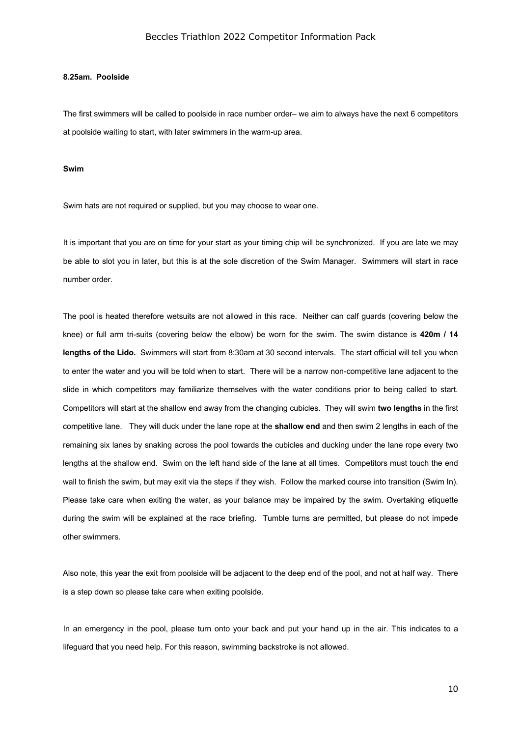**8.25am. Poolside**

The first swimmers will be called to poolside in race number order– we aim to always have the next 6 competitors at poolside waiting to start, with later swimmers in the warm-up area.

**Swim**

Swim hats are not required or supplied, but you may choose to wear one.

It is important that you are on time for your start as your timing chip will be synchronized. If you are late we may be able to slot you in later, but this is at the sole discretion of the Swim Manager. Swimmers will start in race number order.

The pool is heated therefore wetsuits are not allowed in this race. Neither can calf guards (covering below the knee) or full arm tri-suits (covering below the elbow) be worn for the swim. The swim distance is **420m / 14 lengths of the Lido.** Swimmers will start from 8:30am at 30 second intervals. The start official will tell you when to enter the water and you will be told when to start. There will be a narrow non-competitive lane adjacent to the slide in which competitors may familiarize themselves with the water conditions prior to being called to start. Competitors will start at the shallow end away from the changing cubicles. They will swim **two lengths** in the first competitive lane. They will duck under the lane rope at the **shallow end** and then swim 2 lengths in each of the remaining six lanes by snaking across the pool towards the cubicles and ducking under the lane rope every two lengths at the shallow end. Swim on the left hand side of the lane at all times. Competitors must touch the end wall to finish the swim, but may exit via the steps if they wish. Follow the marked course into transition (Swim In). Please take care when exiting the water, as your balance may be impaired by the swim. Overtaking etiquette during the swim will be explained at the race briefing. Tumble turns are permitted, but please do not impede other swimmers.

Also note, this year the exit from poolside will be adjacent to the deep end of the pool, and not at half way. There is a step down so please take care when exiting poolside.

In an emergency in the pool, please turn onto your back and put your hand up in the air. This indicates to a lifeguard that you need help. For this reason, swimming backstroke is not allowed.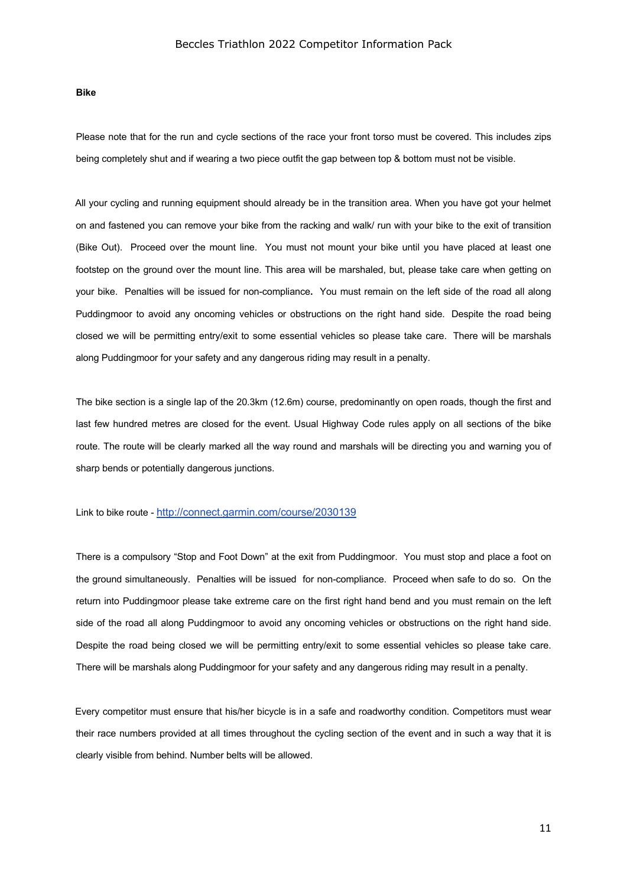**Bike**

Please note that for the run and cycle sections of the race your front torso must be covered. This includes zips being completely shut and if wearing a two piece outfit the gap between top & bottom must not be visible.

All your cycling and running equipment should already be in the transition area. When you have got your helmet on and fastened you can remove your bike from the racking and walk/ run with your bike to the exit of transition (Bike Out). Proceed over the mount line. You must not mount your bike until you have placed at least one footstep on the ground over the mount line. This area will be marshaled, but, please take care when getting on your bike. Penalties will be issued for non-compliance**.** You must remain on the left side of the road all along Puddingmoor to avoid any oncoming vehicles or obstructions on the right hand side. Despite the road being closed we will be permitting entry/exit to some essential vehicles so please take care. There will be marshals along Puddingmoor for your safety and any dangerous riding may result in a penalty.

The bike section is a single lap of the 20.3km (12.6m) course, predominantly on open roads, though the first and last few hundred metres are closed for the event. Usual Highway Code rules apply on all sections of the bike route. The route will be clearly marked all the way round and marshals will be directing you and warning you of sharp bends or potentially dangerous junctions.

Link to bike route - [http://connect.garmin.com/course/2030139](http://connect.garmin.com/course/2030139)

There is a compulsory "Stop and Foot Down" at the exit from Puddingmoor. You must stop and place a foot on the ground simultaneously. Penalties will be issued for non-compliance. Proceed when safe to do so. On the return into Puddingmoor please take extreme care on the first right hand bend and you must remain on the left side of the road all along Puddingmoor to avoid any oncoming vehicles or obstructions on the right hand side. Despite the road being closed we will be permitting entry/exit to some essential vehicles so please take care. There will be marshals along Puddingmoor for your safety and any dangerous riding may result in a penalty.

Every competitor must ensure that his/her bicycle is in a safe and roadworthy condition. Competitors must wear their race numbers provided at all times throughout the cycling section of the event and in such a way that it is clearly visible from behind. Number belts will be allowed.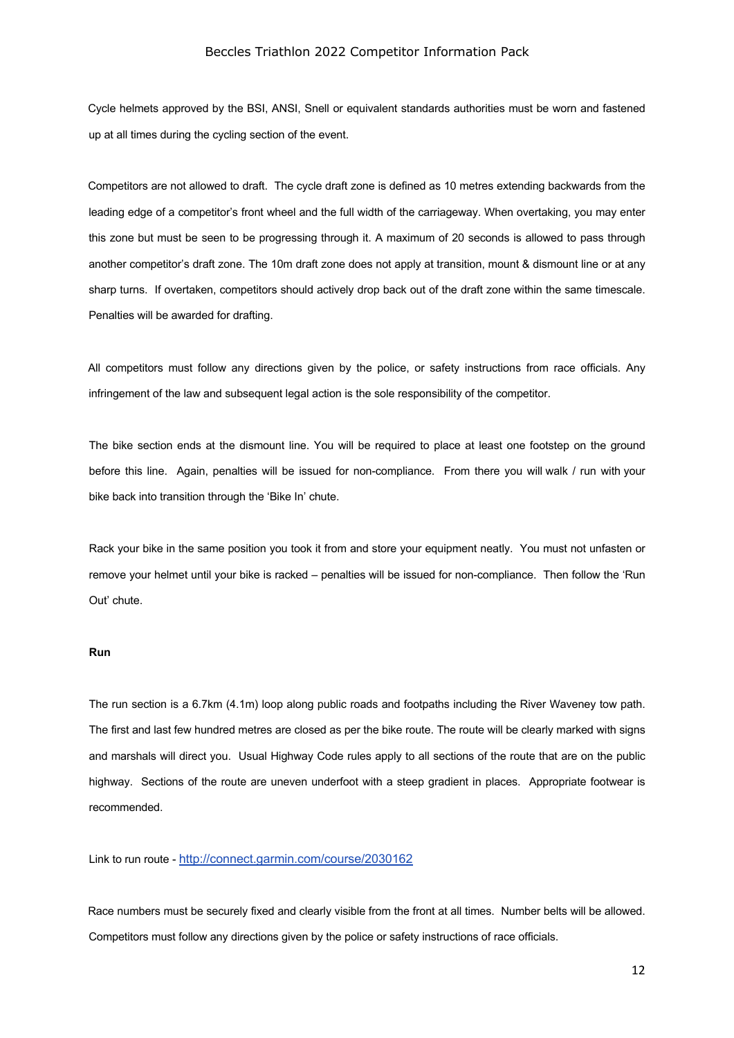Cycle helmets approved by the BSI, ANSI, Snell or equivalent standards authorities must be worn and fastened up at all times during the cycling section of the event.

Competitors are not allowed to draft. The cycle draft zone is defined as 10 metres extending backwards from the leading edge of a competitor's front wheel and the full width of the carriageway. When overtaking, you may enter this zone but must be seen to be progressing through it. A maximum of 20 seconds is allowed to pass through another competitor's draft zone. The 10m draft zone does not apply at transition, mount & dismount line or at any sharp turns. If overtaken, competitors should actively drop back out of the draft zone within the same timescale. Penalties will be awarded for drafting.

All competitors must follow any directions given by the police, or safety instructions from race officials. Any infringement of the law and subsequent legal action is the sole responsibility of the competitor.

The bike section ends at the dismount line. You will be required to place at least one footstep on the ground before this line. Again, penalties will be issued for non-compliance. From there you will walk / run with your bike back into transition through the 'Bike In' chute.

Rack your bike in the same position you took it from and store your equipment neatly. You must not unfasten or remove your helmet until your bike is racked – penalties will be issued for non-compliance. Then follow the 'Run Out' chute.

**Run**

The run section is a 6.7km (4.1m) loop along public roads and footpaths including the River Waveney tow path. The first and last few hundred metres are closed as per the bike route. The route will be clearly marked with signs and marshals will direct you. Usual Highway Code rules apply to all sections of the route that are on the public highway. Sections of the route are uneven underfoot with a steep gradient in places. Appropriate footwear is recommended.

Link to run route - [http://connect.garmin.com/course/2030162](http://connect.garmin.com/course/2030162)

Race numbers must be securely fixed and clearly visible from the front at all times. Number belts will be allowed. Competitors must follow any directions given by the police or safety instructions of race officials.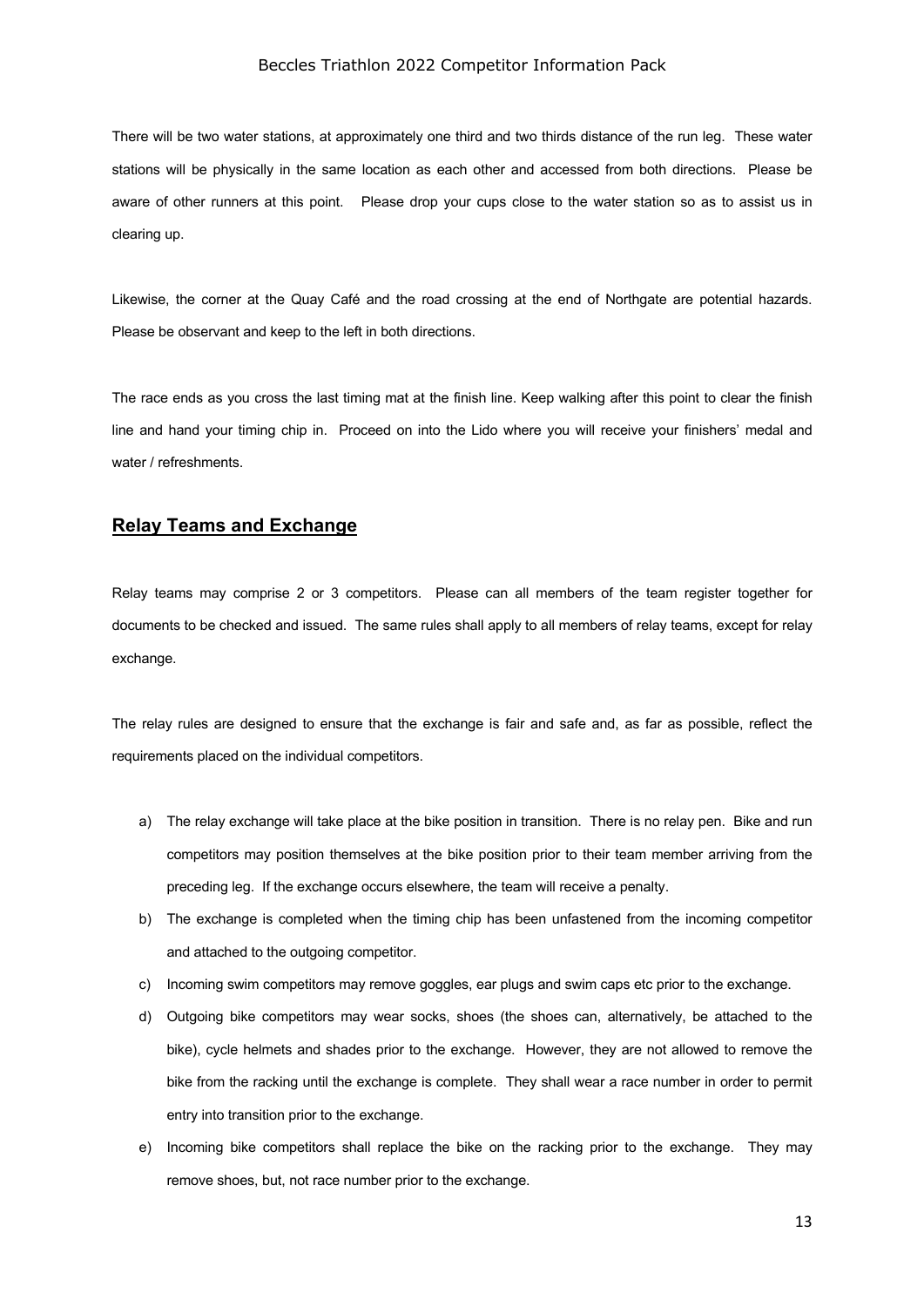There will be two water stations, at approximately one third and two thirds distance of the run leg. These water stations will be physically in the same location as each other and accessed from both directions. Please be aware of other runners at this point. Please drop your cups close to the water station so as to assist us in clearing up.

Likewise, the corner at the Quay Café and the road crossing at the end of Northgate are potential hazards. Please be observant and keep to the left in both directions.

The race ends as you cross the last timing mat at the finish line. Keep walking after this point to clear the finish line and hand your timing chip in. Proceed on into the Lido where you will receive your finishers' medal and water / refreshments.

## Relay Teams and Exchange

Relay teams may comprise 2 or 3 competitors. Please can all members of the team register together for documents to be checked and issued. The same rules shall apply to all members of relay teams, except for relay exchange.

The relay rules are designed to ensure that the exchange is fair and safe and, as far as possible, reflect the requirements placed on the individual competitors.

a) The relay exchange will take place at the bike position in transition. There is no relay pen. Bike and run competitors may position themselves at the bike position prior to their team member arriving from the preceding leg. If the exchange occurs elsewhere, the team will receive a penalty.

b) The exchange is completed when the timing chip has been unfastened from the incoming competitor and attached to the outgoing competitor.

c) Incoming swim competitors may remove goggles, ear plugs and swim caps etc prior to the exchange.

d) Outgoing bike competitors may wear socks, shoes (the shoes can, alternatively, be attached to the bike), cycle helmets and shades prior to the exchange. However, they are not allowed to remove the bike from the racking until the exchange is complete. They shall wear a race number in order to permit entry into transition prior to the exchange.

e) Incoming bike competitors shall replace the bike on the racking prior to the exchange. They may remove shoes, but, not race number prior to the exchange.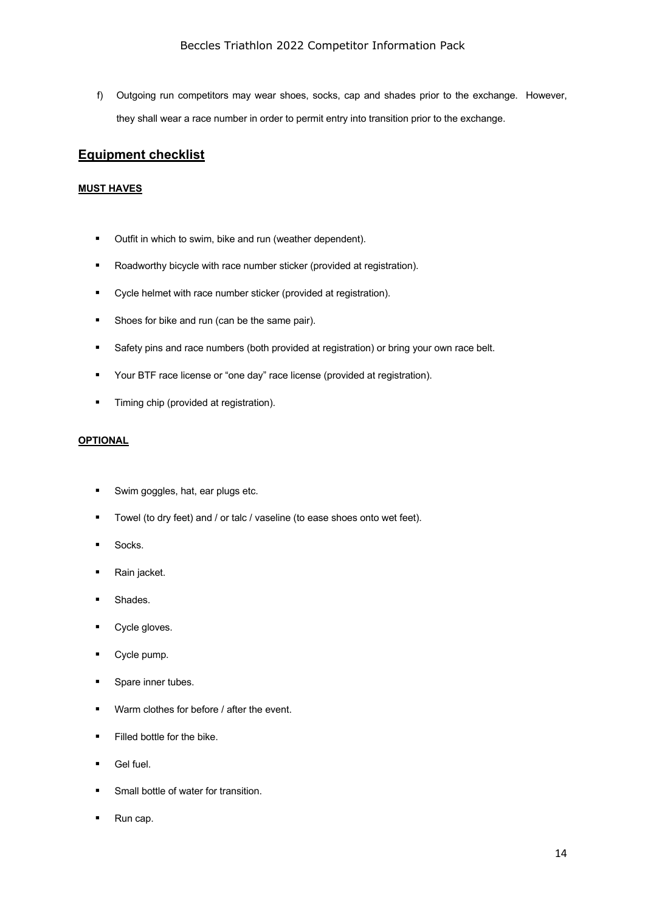f) Outgoing run competitors may wear shoes, socks, cap and shades prior to the exchange. However, they shall wear a race number in order to permit entry into transition prior to the exchange.

## Equipment checklist

### MUST HAVES

- Outfit in which to swim, bike and run (weather dependent).
- Roadworthy bicycle with race number sticker (provided at registration).
- Cycle helmet with race number sticker (provided at registration).
- Shoes for bike and run (can be the same pair).
- Safety pins and race numbers (both provided at registration) or bring your own race belt.
- Your BTF race license or "one day" race license (provided at registration).
- Timing chip (provided at registration).

### OPTIONAL

- Swim goggles, hat, ear plugs etc.
- Towel (to dry feet) and / or talc / vaseline (to ease shoes onto wet feet).
- Socks.
- Rain jacket.
- Shades.
- Cycle gloves.
- Cycle pump.
- Spare inner tubes.
- Warm clothes for before / after the event.
- Filled bottle for the bike.
- Gel fuel.
- Small bottle of water for transition.
- Run cap.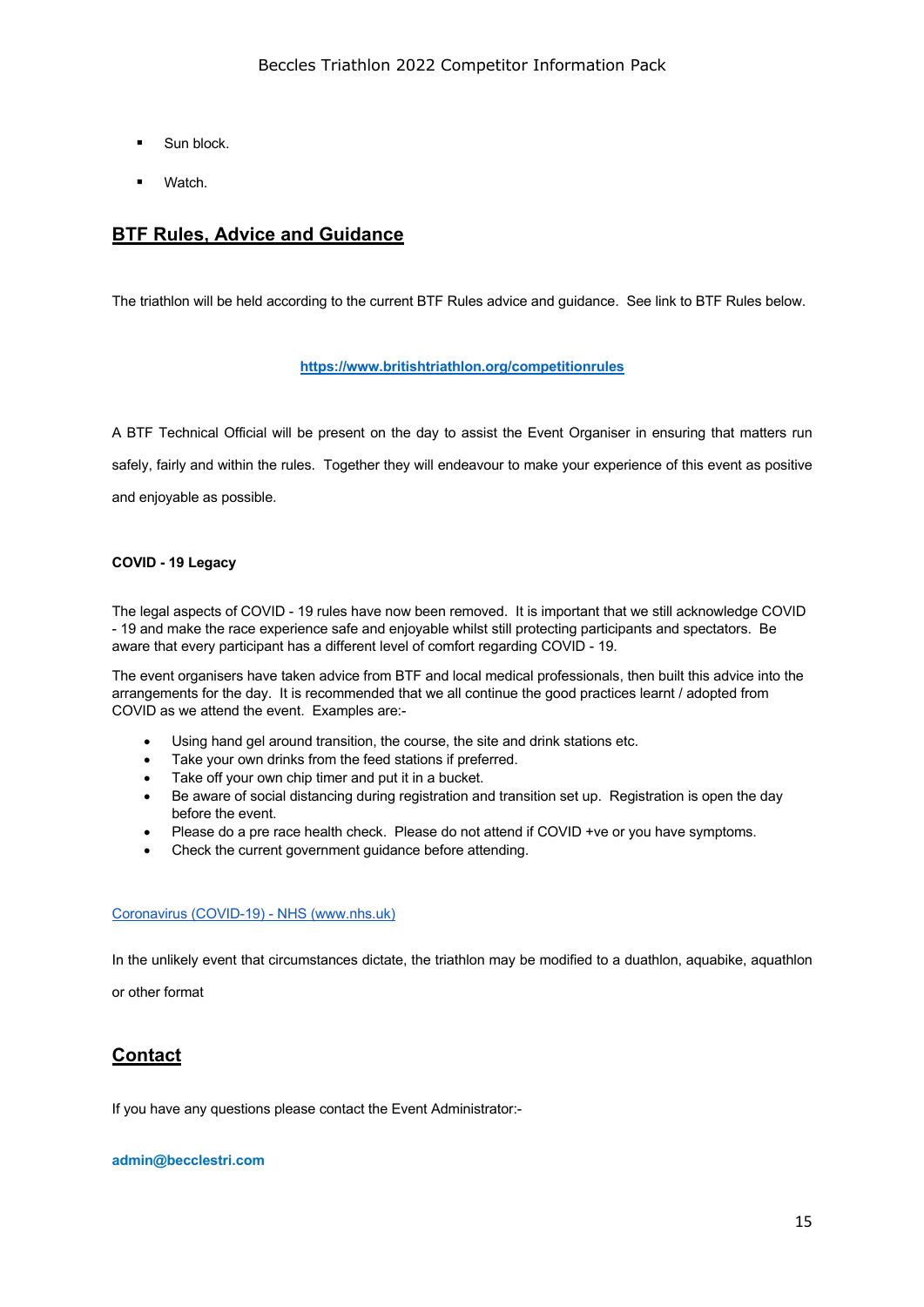- Sun block.
- Watch.

## BTF Rules, Advice and Guidance

The triathlon will be held according to the current BTF Rules advice and guidance. See link to BTF Rules below.

https://www.britishtriathlon.org/competitionrules

A BTF Technical Official will be present on the day to assist the Event Organiser in ensuring that matters run safely, fairly and within the rules. Together they will endeavour to make your experience of this event as positive and enjoyable as possible.

**COVID - 19 Legacy**

The legal aspects of COVID - 19 rules have now been removed. It is important that we still acknowledge COVID - 19 and make the race experience safe and enjoyable whilst still protecting participants and spectators. Be aware that every participant has a different level of comfort regarding COVID - 19.

The event organisers have taken advice from BTF and local medical professionals, then built this advice into the arrangements for the day. It is recommended that we all continue the good practices learnt / adopted from COVID as we attend the event. Examples are:-

- Using hand gel around transition, the course, the site and drink stations etc.
- Take your own drinks from the feed stations if preferred.
- Take off your own chip timer and put it in a bucket.
- Be aware of social distancing during registration and transition set up. Registration is open the day before the event.
- Please do a pre race health check. Please do not attend if COVID +ve or you have symptoms.
- Check the current government guidance before attending.

Coronavirus (COVID-19) - NHS (www.nhs.uk)

In the unlikely event that circumstances dictate, the triathlon may be modified to a duathlon, aquabike, aquathlon or other format

## Contact

If you have any questions please contact the Event Administrator:-

**admin@becclestri.com**